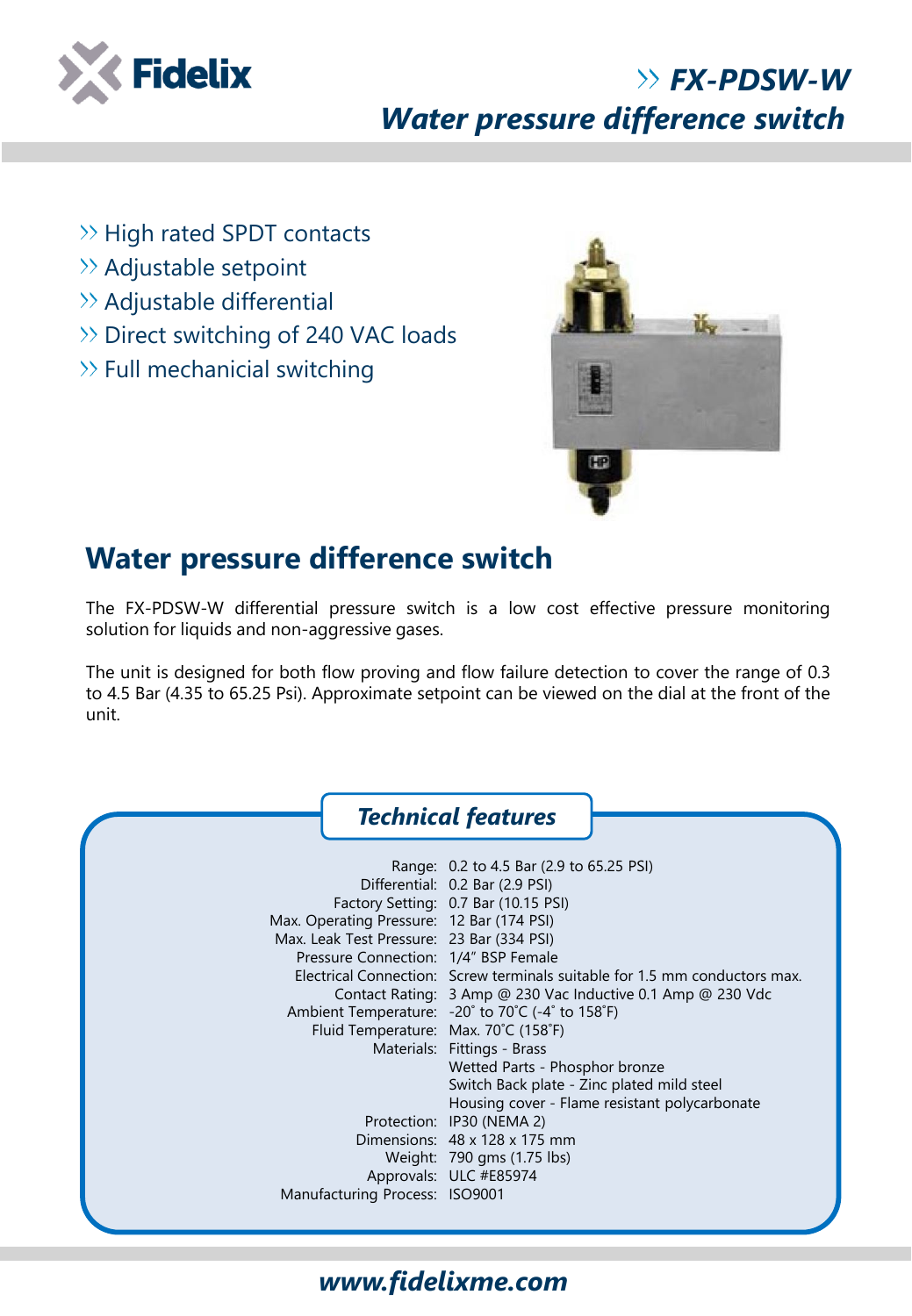Fidelix

# FX-PDSW-W

## *Water pressure difference switch*

- High rated SPDT contacts
- Adjustable setpoint
- Adjustable differential
- Direct switching of 240 VAC loads
- Full mechanicial switching

## Water pressure difference switch

The FX-PDSW-W differential pressure switch is a low cost effective pressure monitoring solution for liquids and non-aggressive gases.

The unit is designed for both flow proving and flow failure detection to cover the range of 0.3 to 4.5 Bar (4.35 to 65.25 Psi). Approximate setpoint can be viewed on the dial at the front of the unit.

### *Technical features*

| | |
|---|---|
| Range: | 0.2 to 4.5 Bar (2.9 to 65.25 PSI) |
| Differential: | 0.2 Bar (2.9 PSI) |
| Factory Setting: | 0.7 Bar (10.15 PSI) |
| Max. Operating Pressure: | 12 Bar (174 PSI) |
| Max. Leak Test Pressure: | 23 Bar (334 PSI) |
| Pressure Connection: | 1/4" BSP Female |
| Electrical Connection: | Screw terminals suitable for 1.5 mm conductors max. |
| Contact Rating: | 3 Amp @ 230 Vac Inductive 0.1 Amp @ 230 Vdc |
| Ambient Temperature: | -20˚ to 70˚C (-4˚ to 158˚F) |
| Fluid Temperature: | Max. 70˚C (158˚F) |
| Materials: | Fittings - Brass<br>Wetted Parts - Phosphor bronze<br>Switch Back plate - Zinc plated mild steel<br>Housing cover - Flame resistant polycarbonate |
| Protection: | IP30 (NEMA 2) |
| Dimensions: | 48 x 128 x 175 mm |
| Weight: | 790 gms (1.75 lbs) |
| Approvals: | ULC #E85974 |
| Manufacturing Process: | ISO9001 |

***www.fidelixme.com***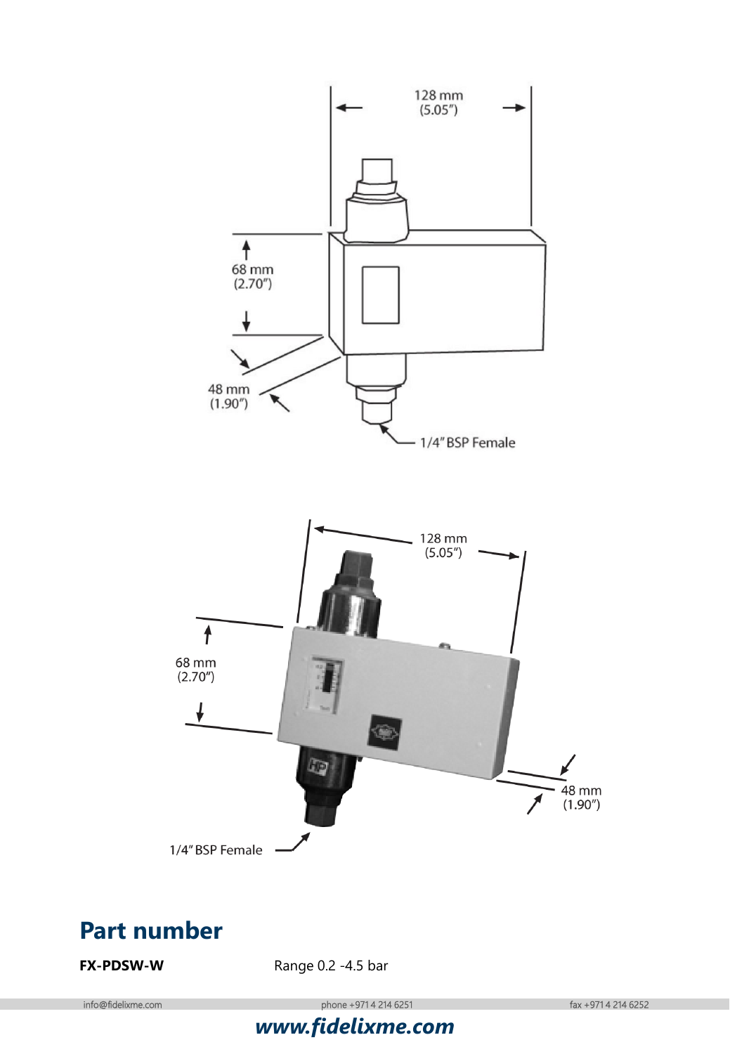128 mm
(5.05")

68 mm
(2.70")

48 mm
(1.90")

1/4" BSP Female

128 mm
(5.05")

68 mm
(2.70")

48 mm
(1.90")

1/4" BSP Female

## Part number

**FX-PDSW-W** Range 0.2 -4.5 bar

info@fidelixme.com phone +971 4 214 6251 fax +971 4 214 6252

***www.fidelixme.com***